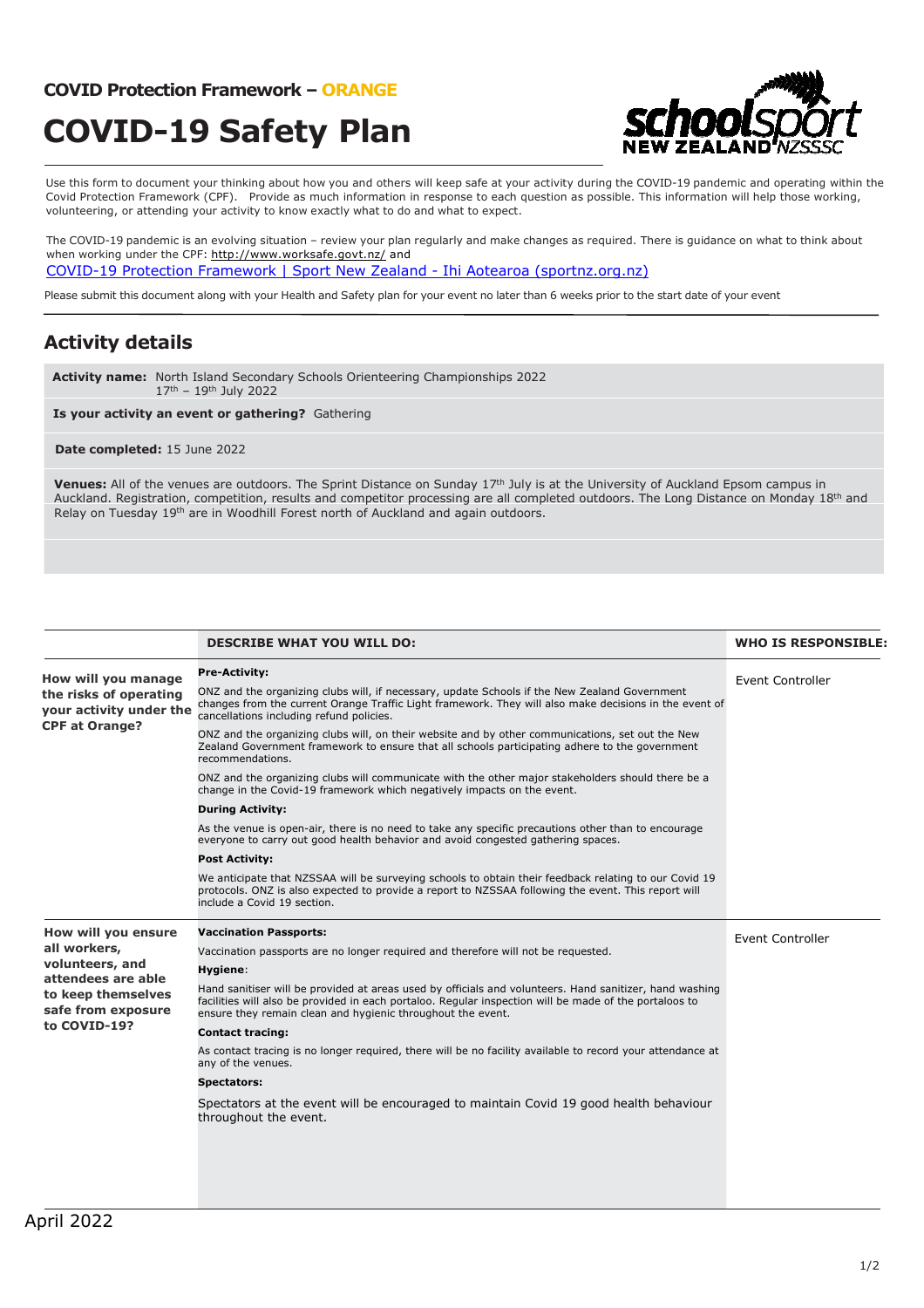**COVID Protection Framework – ORANGE**

# COVID-19 Safety Plan

Use this form to document your thinking about how you and others will keep safe at your activity during the COVID-19 pandemic and operating within the Covid Protection Framework (CPF). Provide as much information in response to each question as possible. This information will help those working, volunteering, or attending your activity to know exactly what to do and what to expect.

The COVID-19 pandemic is an evolving situation – review your plan regularly and make changes as required. There is guidance on what to think about when working under the CPF: http://www.worksafe.govt.nz/ and
COVID-19 Protection Framework | Sport New Zealand - Ihi Aotearoa (sportnz.org.nz)

Please submit this document along with your Health and Safety plan for your event no later than 6 weeks prior to the start date of your event

## Activity details

**Activity name:** North Island Secondary Schools Orienteering Championships 2022
17th – 19th July 2022

**Is your activity an event or gathering?** Gathering

**Date completed:** 15 June 2022

**Venues:** All of the venues are outdoors. The Sprint Distance on Sunday 17th July is at the University of Auckland Epsom campus in Auckland. Registration, competition, results and competitor processing are all completed outdoors. The Long Distance on Monday 18th and Relay on Tuesday 19th are in Woodhill Forest north of Auckland and again outdoors.

| | DESCRIBE WHAT YOU WILL DO: | WHO IS RESPONSIBLE: |
|---|---|---|
| **How will you manage the risks of operating your activity under the CPF at Orange?** | **Pre-Activity:**<br>ONZ and the organizing clubs will, if necessary, update Schools if the New Zealand Government changes from the current Orange Traffic Light framework. They will also make decisions in the event of cancellations including refund policies.<br>ONZ and the organizing clubs will, on their website and by other communications, set out the New Zealand Government framework to ensure that all schools participating adhere to the government recommendations.<br>ONZ and the organizing clubs will communicate with the other major stakeholders should there be a change in the Covid-19 framework which negatively impacts on the event.<br>**During Activity:**<br>As the venue is open-air, there is no need to take any specific precautions other than to encourage everyone to carry out good health behavior and avoid congested gathering spaces.<br>**Post Activity:**<br>We anticipate that NZSSAA will be surveying schools to obtain their feedback relating to our Covid 19 protocols. ONZ is also expected to provide a report to NZSSAA following the event. This report will include a Covid 19 section. | Event Controller |
| **How will you ensure all workers, volunteers, and attendees are able to keep themselves safe from exposure to COVID-19?** | **Vaccination Passports:**<br>Vaccination passports are no longer required and therefore will not be requested.<br>**Hygiene**:<br>Hand sanitiser will be provided at areas used by officials and volunteers. Hand sanitizer, hand washing facilities will also be provided in each portaloo. Regular inspection will be made of the portaloos to ensure they remain clean and hygienic throughout the event.<br>**Contact tracing:**<br>As contact tracing is no longer required, there will be no facility available to record your attendance at any of the venues.<br>**Spectators:**<br>Spectators at the event will be encouraged to maintain Covid 19 good health behaviour throughout the event. | Event Controller |

April 2022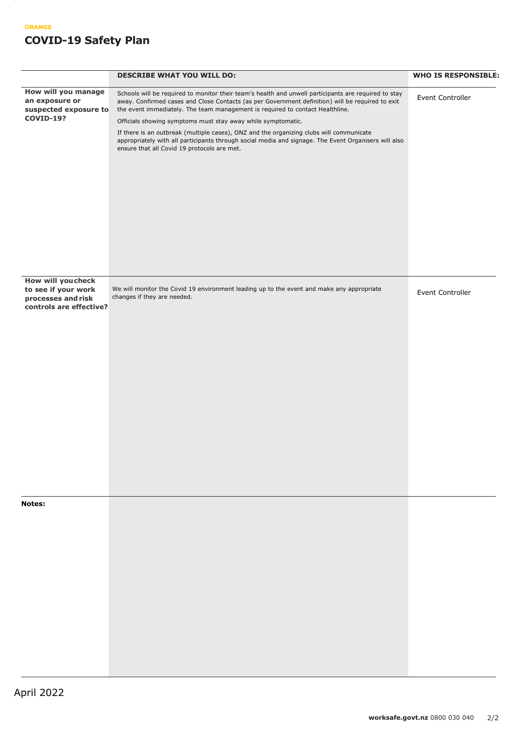ORANGE

# COVID-19 Safety Plan

| | DESCRIBE WHAT YOU WILL DO: | WHO IS RESPONSIBLE: |
|---|---|---|
| **How will you manage an exposure or suspected exposure to COVID-19?** | Schools will be required to monitor their team's health and unwell participants are required to stay away. Confirmed cases and Close Contacts (as per Government definition) will be required to exit the event immediately. The team management is required to contact Healthline.<br><br>Officials showing symptoms must stay away while symptomatic.<br><br>If there is an outbreak (multiple cases), ONZ and the organizing clubs will communicate appropriately with all participants through social media and signage. The Event Organisers will also ensure that all Covid 19 protocols are met. | Event Controller |
| **How will you check to see if your work processes and risk controls are effective?** | We will monitor the Covid 19 environment leading up to the event and make any appropriate changes if they are needed. | Event Controller |
| **Notes:** | | |

April 2022